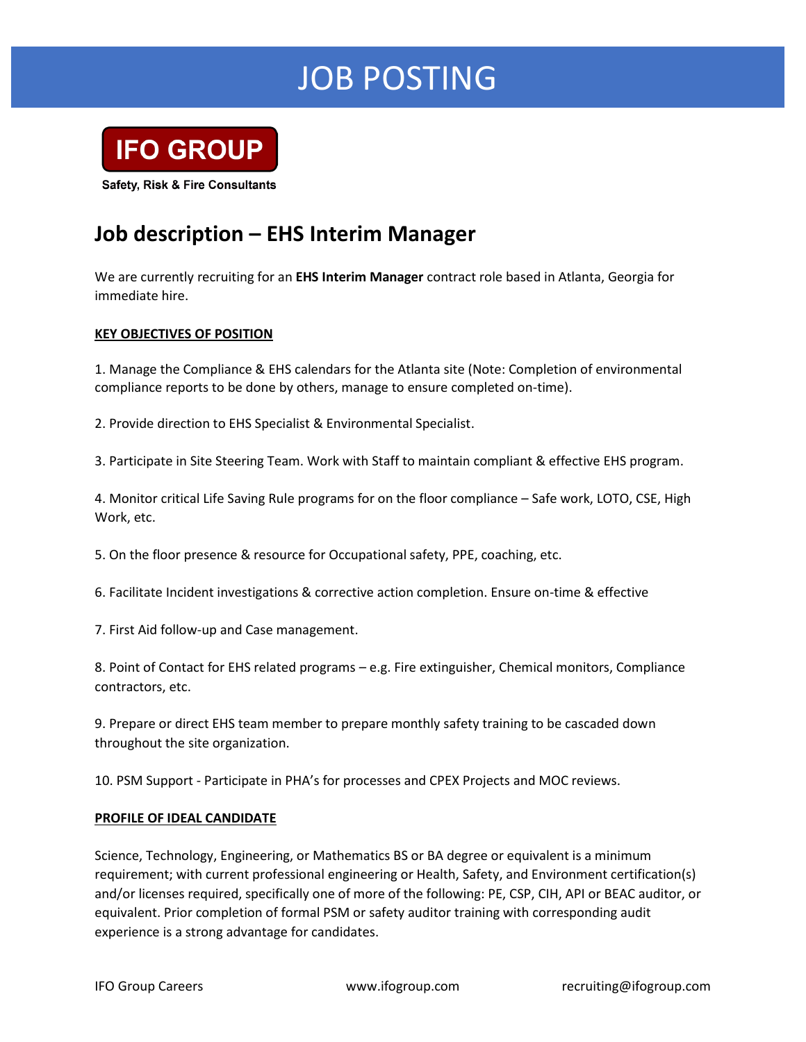# JOB POSTING

**IFO GROUP**

Safety, Risk & Fire Consultants

## Job description – EHS Interim Manager

We are currently recruiting for an **EHS Interim Manager** contract role based in Atlanta, Georgia for immediate hire.

**KEY OBJECTIVES OF POSITION**

1. Manage the Compliance & EHS calendars for the Atlanta site (Note: Completion of environmental compliance reports to be done by others, manage to ensure completed on-time).

2. Provide direction to EHS Specialist & Environmental Specialist.

3. Participate in Site Steering Team. Work with Staff to maintain compliant & effective EHS program.

4. Monitor critical Life Saving Rule programs for on the floor compliance – Safe work, LOTO, CSE, High Work, etc.

5. On the floor presence & resource for Occupational safety, PPE, coaching, etc.

6. Facilitate Incident investigations & corrective action completion. Ensure on-time & effective

7. First Aid follow-up and Case management.

8. Point of Contact for EHS related programs – e.g. Fire extinguisher, Chemical monitors, Compliance contractors, etc.

9. Prepare or direct EHS team member to prepare monthly safety training to be cascaded down throughout the site organization.

10. PSM Support - Participate in PHA's for processes and CPEX Projects and MOC reviews.

**PROFILE OF IDEAL CANDIDATE**

Science, Technology, Engineering, or Mathematics BS or BA degree or equivalent is a minimum requirement; with current professional engineering or Health, Safety, and Environment certification(s) and/or licenses required, specifically one of more of the following: PE, CSP, CIH, API or BEAC auditor, or equivalent. Prior completion of formal PSM or safety auditor training with corresponding audit experience is a strong advantage for candidates.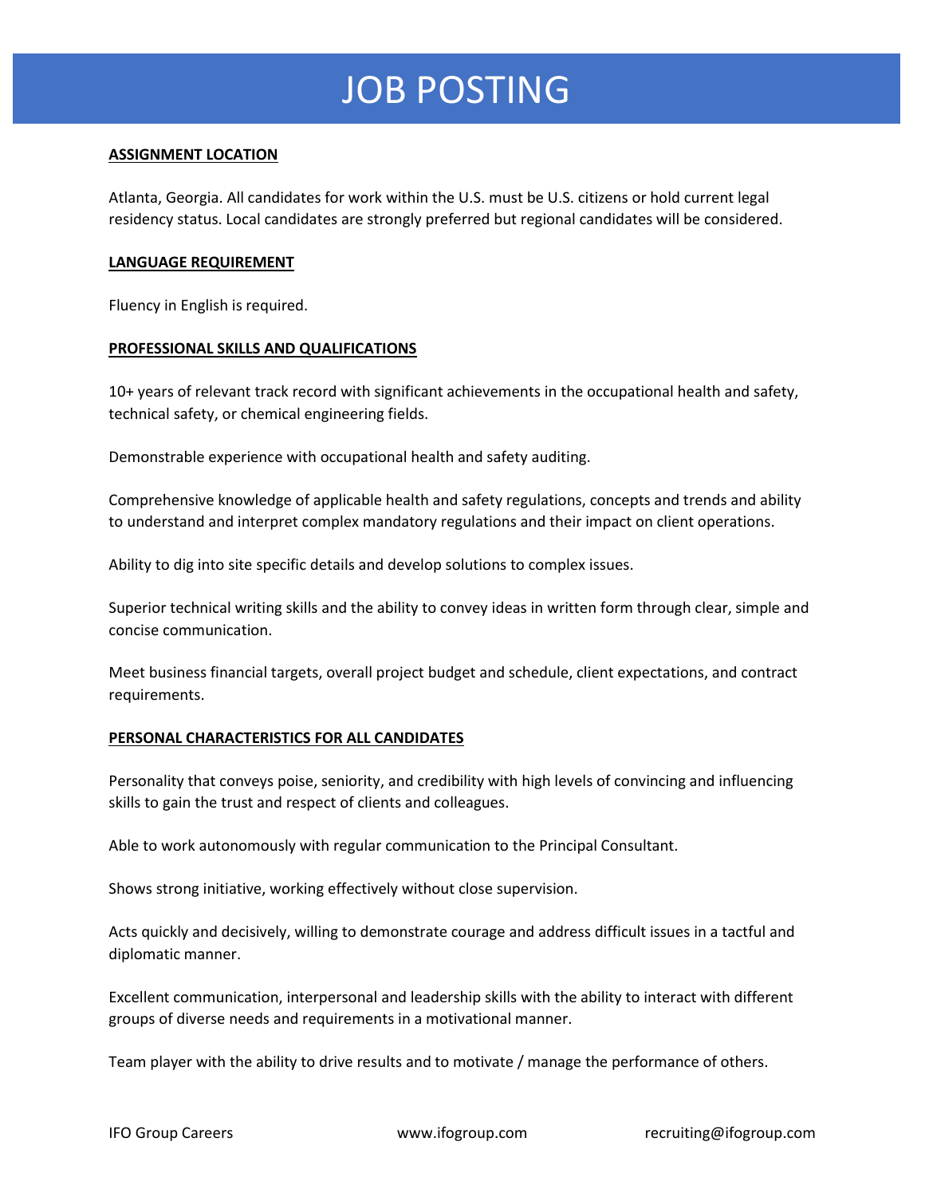# JOB POSTING

**ASSIGNMENT LOCATION**

Atlanta, Georgia. All candidates for work within the U.S. must be U.S. citizens or hold current legal residency status. Local candidates are strongly preferred but regional candidates will be considered.

**LANGUAGE REQUIREMENT**

Fluency in English is required.

**PROFESSIONAL SKILLS AND QUALIFICATIONS**

10+ years of relevant track record with significant achievements in the occupational health and safety, technical safety, or chemical engineering fields.

Demonstrable experience with occupational health and safety auditing.

Comprehensive knowledge of applicable health and safety regulations, concepts and trends and ability to understand and interpret complex mandatory regulations and their impact on client operations.

Ability to dig into site specific details and develop solutions to complex issues.

Superior technical writing skills and the ability to convey ideas in written form through clear, simple and concise communication.

Meet business financial targets, overall project budget and schedule, client expectations, and contract requirements.

**PERSONAL CHARACTERISTICS FOR ALL CANDIDATES**

Personality that conveys poise, seniority, and credibility with high levels of convincing and influencing skills to gain the trust and respect of clients and colleagues.

Able to work autonomously with regular communication to the Principal Consultant.

Shows strong initiative, working effectively without close supervision.

Acts quickly and decisively, willing to demonstrate courage and address difficult issues in a tactful and diplomatic manner.

Excellent communication, interpersonal and leadership skills with the ability to interact with different groups of diverse needs and requirements in a motivational manner.

Team player with the ability to drive results and to motivate / manage the performance of others.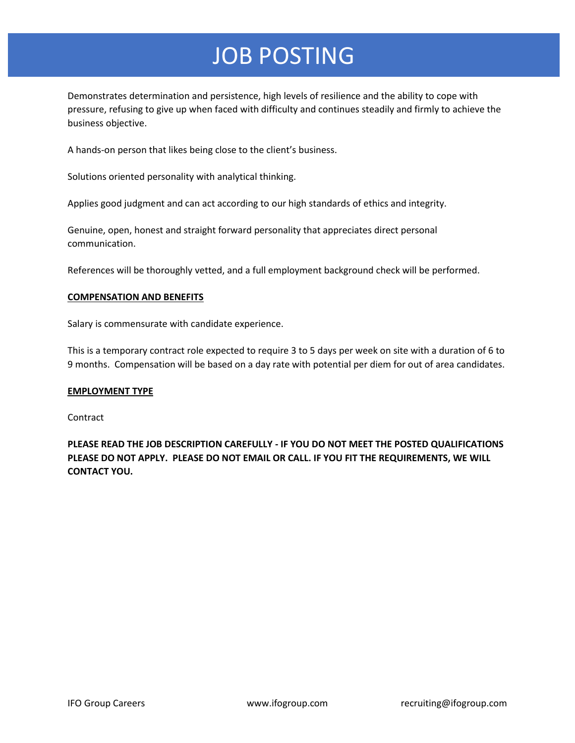# JOB POSTING

Demonstrates determination and persistence, high levels of resilience and the ability to cope with pressure, refusing to give up when faced with difficulty and continues steadily and firmly to achieve the business objective.

A hands-on person that likes being close to the client's business.

Solutions oriented personality with analytical thinking.

Applies good judgment and can act according to our high standards of ethics and integrity.

Genuine, open, honest and straight forward personality that appreciates direct personal communication.

References will be thoroughly vetted, and a full employment background check will be performed.

**COMPENSATION AND BENEFITS**

Salary is commensurate with candidate experience.

This is a temporary contract role expected to require 3 to 5 days per week on site with a duration of 6 to 9 months. Compensation will be based on a day rate with potential per diem for out of area candidates.

**EMPLOYMENT TYPE**

Contract

**PLEASE READ THE JOB DESCRIPTION CAREFULLY - IF YOU DO NOT MEET THE POSTED QUALIFICATIONS PLEASE DO NOT APPLY. PLEASE DO NOT EMAIL OR CALL. IF YOU FIT THE REQUIREMENTS, WE WILL CONTACT YOU.**